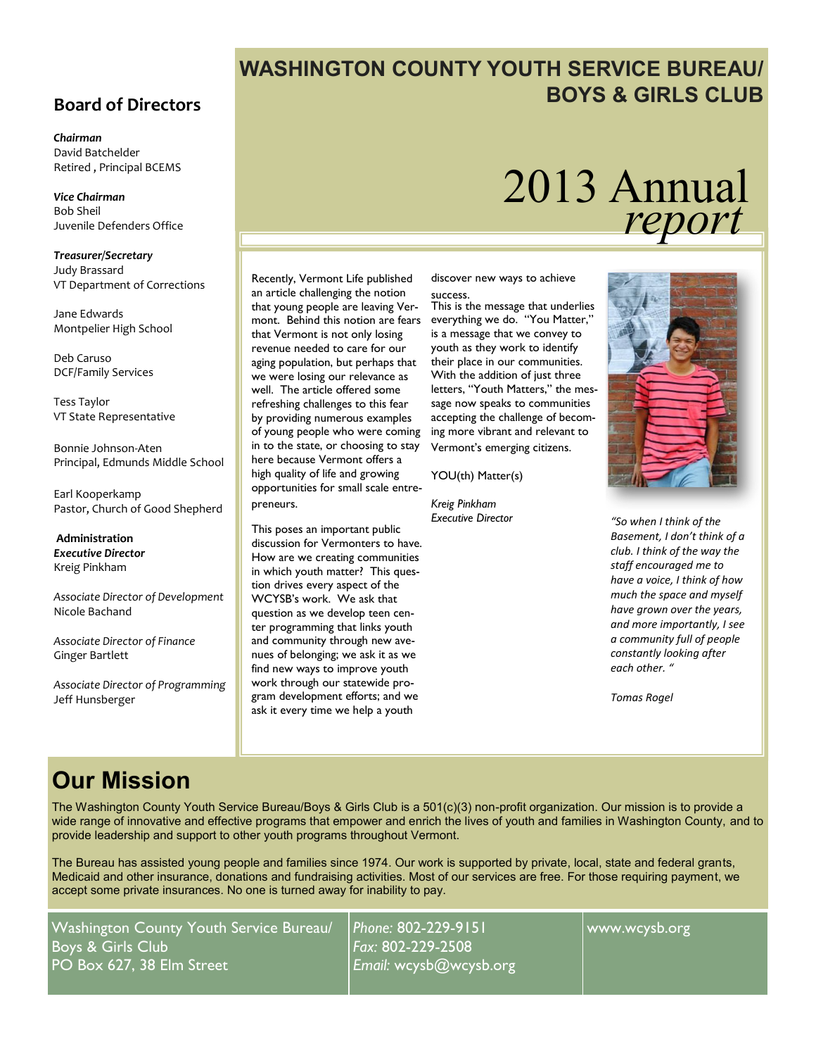# WASHINGTON COUNTY YOUTH SERVICE BUREAU/ BOYS & GIRLS CLUB

# 2013 Annual *report*

## Board of Directors

***Chairman***
David Batchelder
Retired , Principal BCEMS

***Vice Chairman***
Bob Sheil
Juvenile Defenders Office

***Treasurer/Secretary***
Judy Brassard
VT Department of Corrections

Jane Edwards
Montpelier High School

Deb Caruso
DCF/Family Services

Tess Taylor
VT State Representative

Bonnie Johnson-Aten
Principal, Edmunds Middle School

Earl Kooperkamp
Pastor, Church of Good Shepherd

**Administration**
***Executive Director***
Kreig Pinkham

*Associate Director of Development*
Nicole Bachand

*Associate Director of Finance*
Ginger Bartlett

*Associate Director of Programming*
Jeff Hunsberger

Recently, Vermont Life published an article challenging the notion that young people are leaving Vermont. Behind this notion are fears that Vermont is not only losing revenue needed to care for our aging population, but perhaps that we were losing our relevance as well. The article offered some refreshing challenges to this fear by providing numerous examples of young people who were coming in to the state, or choosing to stay here because Vermont offers a high quality of life and growing opportunities for small scale entrepreneurs.

This poses an important public discussion for Vermonters to have. How are we creating communities in which youth matter? This question drives every aspect of the WCYSB's work. We ask that question as we develop teen center programming that links youth and community through new avenues of belonging; we ask it as we find new ways to improve youth work through our statewide program development efforts; and we ask it every time we help a youth discover new ways to achieve success.

This is the message that underlies everything we do. "You Matter," is a message that we convey to youth as they work to identify their place in our communities. With the addition of just three letters, "Youth Matters," the message now speaks to communities accepting the challenge of becoming more vibrant and relevant to Vermont's emerging citizens.

YOU(th) Matter(s)

*Kreig Pinkham*
*Executive Director*

*"So when I think of the Basement, I don't think of a club. I think of the way the staff encouraged me to have a voice, I think of how much the space and myself have grown over the years, and more importantly, I see a community full of people constantly looking after each other. "*

*Tomas Rogel*

## Our Mission

The Washington County Youth Service Bureau/Boys & Girls Club is a 501(c)(3) non-profit organization. Our mission is to provide a wide range of innovative and effective programs that empower and enrich the lives of youth and families in Washington County, and to provide leadership and support to other youth programs throughout Vermont.

The Bureau has assisted young people and families since 1974. Our work is supported by private, local, state and federal grants, Medicaid and other insurance, donations and fundraising activities. Most of our services are free. For those requiring payment, we accept some private insurances. No one is turned away for inability to pay.

Washington County Youth Service Bureau/
Boys & Girls Club
PO Box 627, 38 Elm Street

*Phone:* 802-229-9151
*Fax:* 802-229-2508
*Email:* wcysb@wcysb.org

www.wcysb.org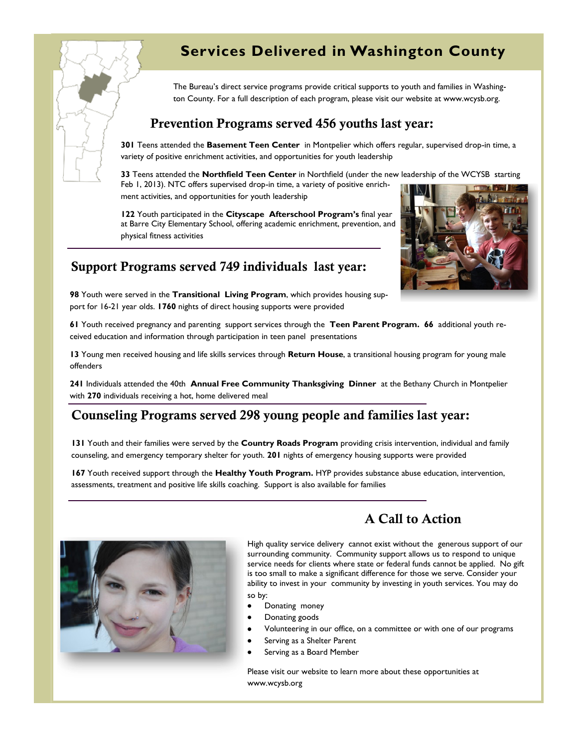# Services Delivered in Washington County

The Bureau's direct service programs provide critical supports to youth and families in Washington County. For a full description of each program, please visit our website at www.wcysb.org.

## Prevention Programs served 456 youths last year:

**301** Teens attended the **Basement Teen Center** in Montpelier which offers regular, supervised drop-in time, a variety of positive enrichment activities, and opportunities for youth leadership

**33** Teens attended the **Northfield Teen Center** in Northfield (under the new leadership of the WCYSB starting Feb 1, 2013). NTC offers supervised drop-in time, a variety of positive enrichment activities, and opportunities for youth leadership

**122** Youth participated in the **Cityscape Afterschool Program's** final year at Barre City Elementary School, offering academic enrichment, prevention, and physical fitness activities

## Support Programs served 749 individuals last year:

**98** Youth were served in the **Transitional Living Program**, which provides housing support for 16-21 year olds. **1760** nights of direct housing supports were provided

**61** Youth received pregnancy and parenting support services through the **Teen Parent Program. 66** additional youth received education and information through participation in teen panel presentations

**13** Young men received housing and life skills services through **Return House**, a transitional housing program for young male offenders

**241** Individuals attended the 40th **Annual Free Community Thanksgiving Dinner** at the Bethany Church in Montpelier with **270** individuals receiving a hot, home delivered meal

## Counseling Programs served 298 young people and families last year:

**131** Youth and their families were served by the **Country Roads Program** providing crisis intervention, individual and family counseling, and emergency temporary shelter for youth. **201** nights of emergency housing supports were provided

**167** Youth received support through the **Healthy Youth Program.** HYP provides substance abuse education, intervention, assessments, treatment and positive life skills coaching. Support is also available for families

## A Call to Action

High quality service delivery cannot exist without the generous support of our surrounding community. Community support allows us to respond to unique service needs for clients where state or federal funds cannot be applied. No gift is too small to make a significant difference for those we serve. Consider your ability to invest in your community by investing in youth services. You may do so by:

- Donating money
- Donating goods
- Volunteering in our office, on a committee or with one of our programs
- Serving as a Shelter Parent
- Serving as a Board Member

Please visit our website to learn more about these opportunities at www.wcysb.org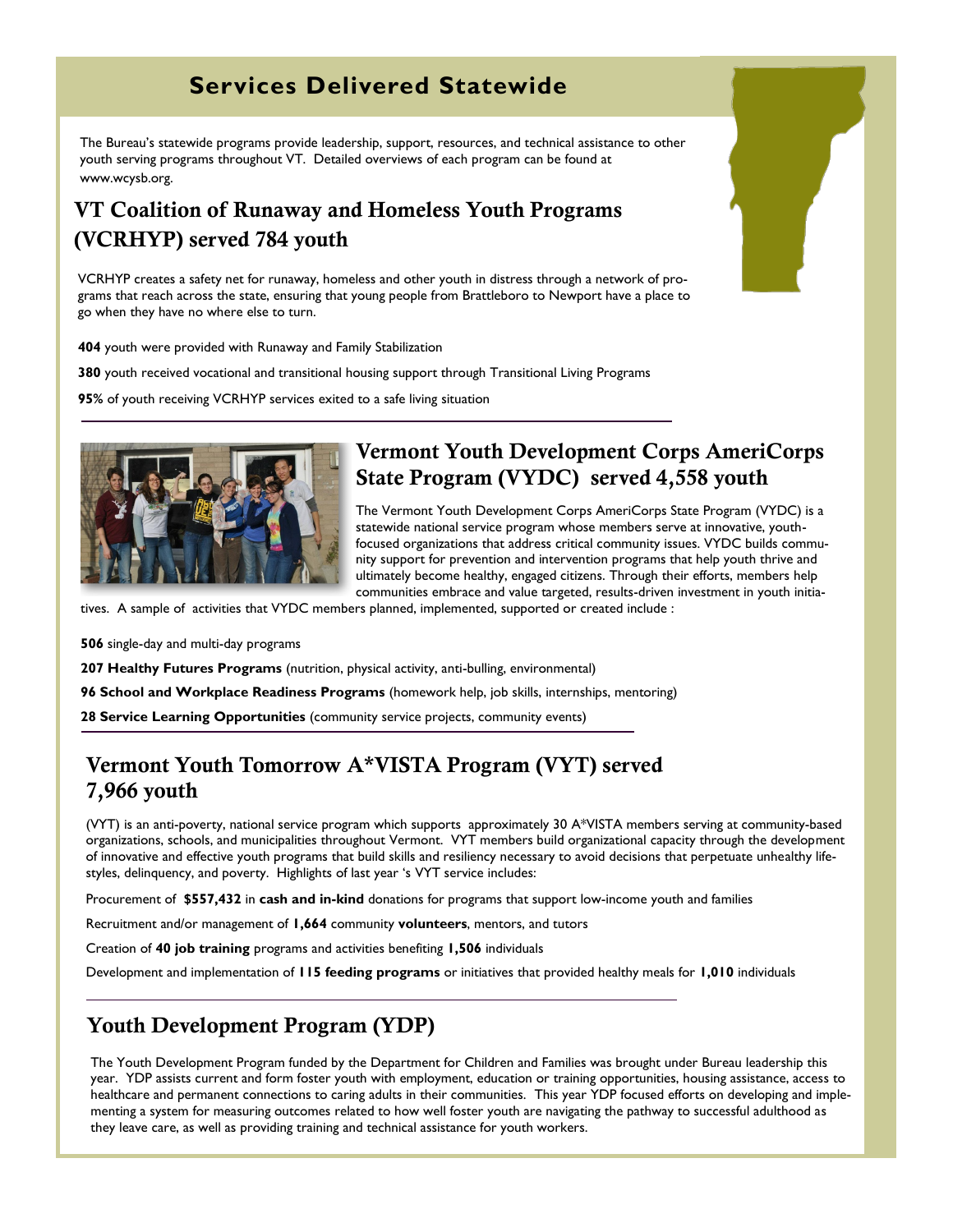# Services Delivered Statewide

The Bureau's statewide programs provide leadership, support, resources, and technical assistance to other youth serving programs throughout VT. Detailed overviews of each program can be found at www.wcysb.org.

## VT Coalition of Runaway and Homeless Youth Programs (VCRHYP) served 784 youth

VCRHYP creates a safety net for runaway, homeless and other youth in distress through a network of programs that reach across the state, ensuring that young people from Brattleboro to Newport have a place to go when they have no where else to turn.

**404** youth were provided with Runaway and Family Stabilization

**380** youth received vocational and transitional housing support through Transitional Living Programs

**95%** of youth receiving VCRHYP services exited to a safe living situation

## Vermont Youth Development Corps AmeriCorps State Program (VYDC) served 4,558 youth

The Vermont Youth Development Corps AmeriCorps State Program (VYDC) is a statewide national service program whose members serve at innovative, youth-focused organizations that address critical community issues. VYDC builds community support for prevention and intervention programs that help youth thrive and ultimately become healthy, engaged citizens. Through their efforts, members help communities embrace and value targeted, results-driven investment in youth initiatives. A sample of activities that VYDC members planned, implemented, supported or created include :

**506** single-day and multi-day programs

**207 Healthy Futures Programs** (nutrition, physical activity, anti-bulling, environmental)

**96 School and Workplace Readiness Programs** (homework help, job skills, internships, mentoring)

**28 Service Learning Opportunities** (community service projects, community events)

## Vermont Youth Tomorrow A*VISTA Program (VYT) served 7,966 youth

(VYT) is an anti-poverty, national service program which supports approximately 30 A*VISTA members serving at community-based organizations, schools, and municipalities throughout Vermont. VYT members build organizational capacity through the development of innovative and effective youth programs that build skills and resiliency necessary to avoid decisions that perpetuate unhealthy life-styles, delinquency, and poverty. Highlights of last year 's VYT service includes:

Procurement of **$557,432** in **cash and in-kind** donations for programs that support low-income youth and families

Recruitment and/or management of **1,664** community **volunteers**, mentors, and tutors

Creation of **40 job training** programs and activities benefiting **1,506** individuals

Development and implementation of **115 feeding programs** or initiatives that provided healthy meals for **1,010** individuals

## Youth Development Program (YDP)

The Youth Development Program funded by the Department for Children and Families was brought under Bureau leadership this year. YDP assists current and form foster youth with employment, education or training opportunities, housing assistance, access to healthcare and permanent connections to caring adults in their communities. This year YDP focused efforts on developing and implementing a system for measuring outcomes related to how well foster youth are navigating the pathway to successful adulthood as they leave care, as well as providing training and technical assistance for youth workers.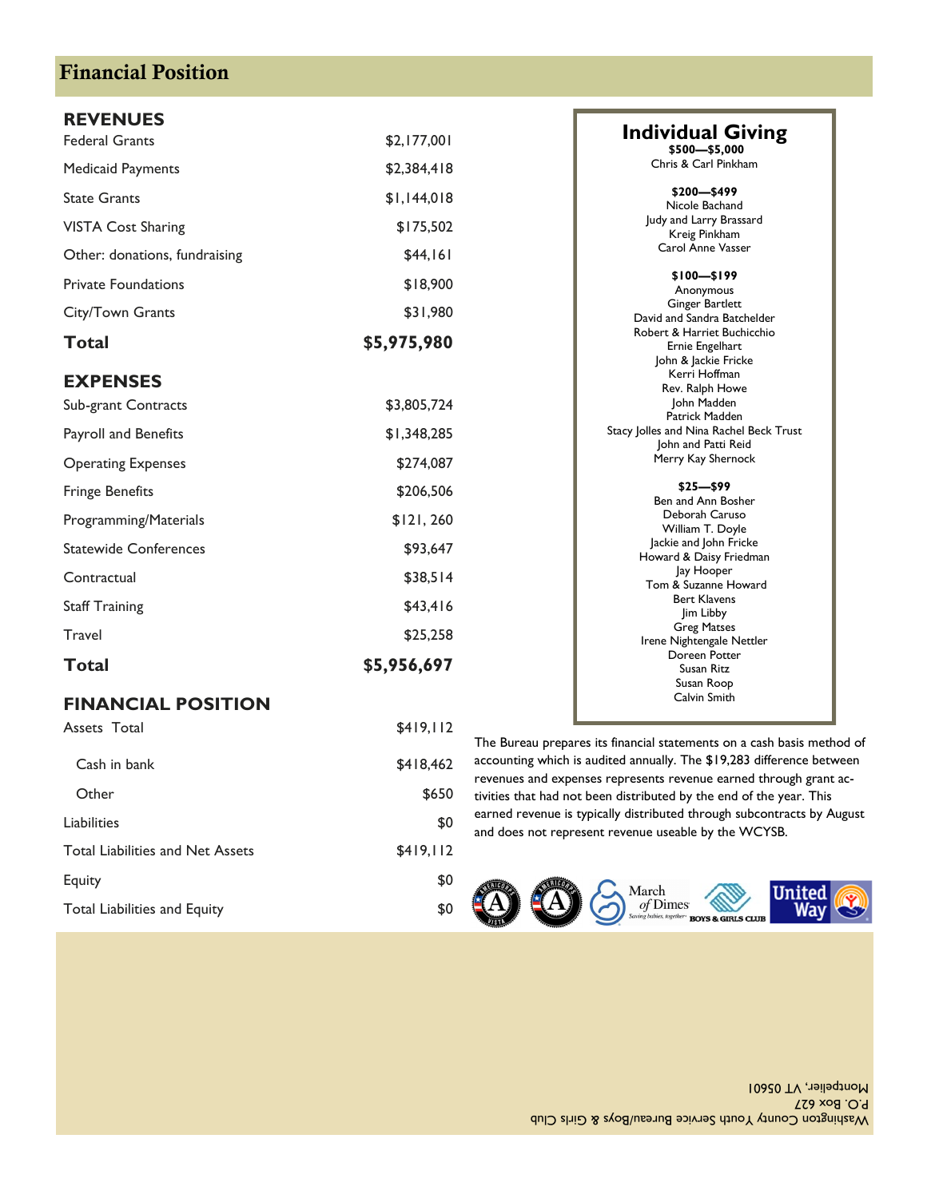## Financial Position

### REVENUES

| | |
|---|---|
| Federal Grants | $2,177,001 |
| Medicaid Payments | $2,384,418 |
| State Grants | $1,144,018 |
| VISTA Cost Sharing | $175,502 |
| Other: donations, fundraising | $44,161 |
| Private Foundations | $18,900 |
| City/Town Grants | $31,980 |
| **Total** | **$5,975,980** |

### EXPENSES

| | |
|---|---|
| Sub-grant Contracts | $3,805,724 |
| Payroll and Benefits | $1,348,285 |
| Operating Expenses | $274,087 |
| Fringe Benefits | $206,506 |
| Programming/Materials | $121, 260 |
| Statewide Conferences | $93,647 |
| Contractual | $38,514 |
| Staff Training | $43,416 |
| Travel | $25,258 |
| **Total** | **$5,956,697** |

### FINANCIAL POSITION

| | |
|---|---|
| Assets Total | $419,112 |
| Cash in bank | $418,462 |
| Other | $650 |
| Liabilities | $0 |
| Total Liabilities and Net Assets | $419,112 |
| Equity | $0 |
| Total Liabilities and Equity | $0 |

## Individual Giving

**$500—$5,000**
Chris & Carl Pinkham

**$200—$499**
Nicole Bachand
Judy and Larry Brassard
Kreig Pinkham
Carol Anne Vasser

**$100—$199**
Anonymous
Ginger Bartlett
David and Sandra Batchelder
Robert & Harriet Buchicchio
Ernie Engelhart
John & Jackie Fricke
Kerri Hoffman
Rev. Ralph Howe
John Madden
Patrick Madden
Stacy Jolles and Nina Rachel Beck Trust
John and Patti Reid
Merry Kay Shernock

**$25—$99**
Ben and Ann Bosher
Deborah Caruso
William T. Doyle
Jackie and John Fricke
Howard & Daisy Friedman
Jay Hooper
Tom & Suzanne Howard
Bert Klavens
Jim Libby
Greg Matses
Irene Nightengale Nettler
Doreen Potter
Susan Ritz
Susan Roop
Calvin Smith

The Bureau prepares its financial statements on a cash basis method of accounting which is audited annually. The $19,283 difference between revenues and expenses represents revenue earned through grant activities that had not been distributed by the end of the year. This earned revenue is typically distributed through subcontracts by August and does not represent revenue useable by the WCYSB.

March of Dimes — Saving babies, together
BOYS & GIRLS CLUB
United Way

Washington County Youth Service Bureau/Boys & Girls Club
P.O. Box 627
Montpelier, VT 05601